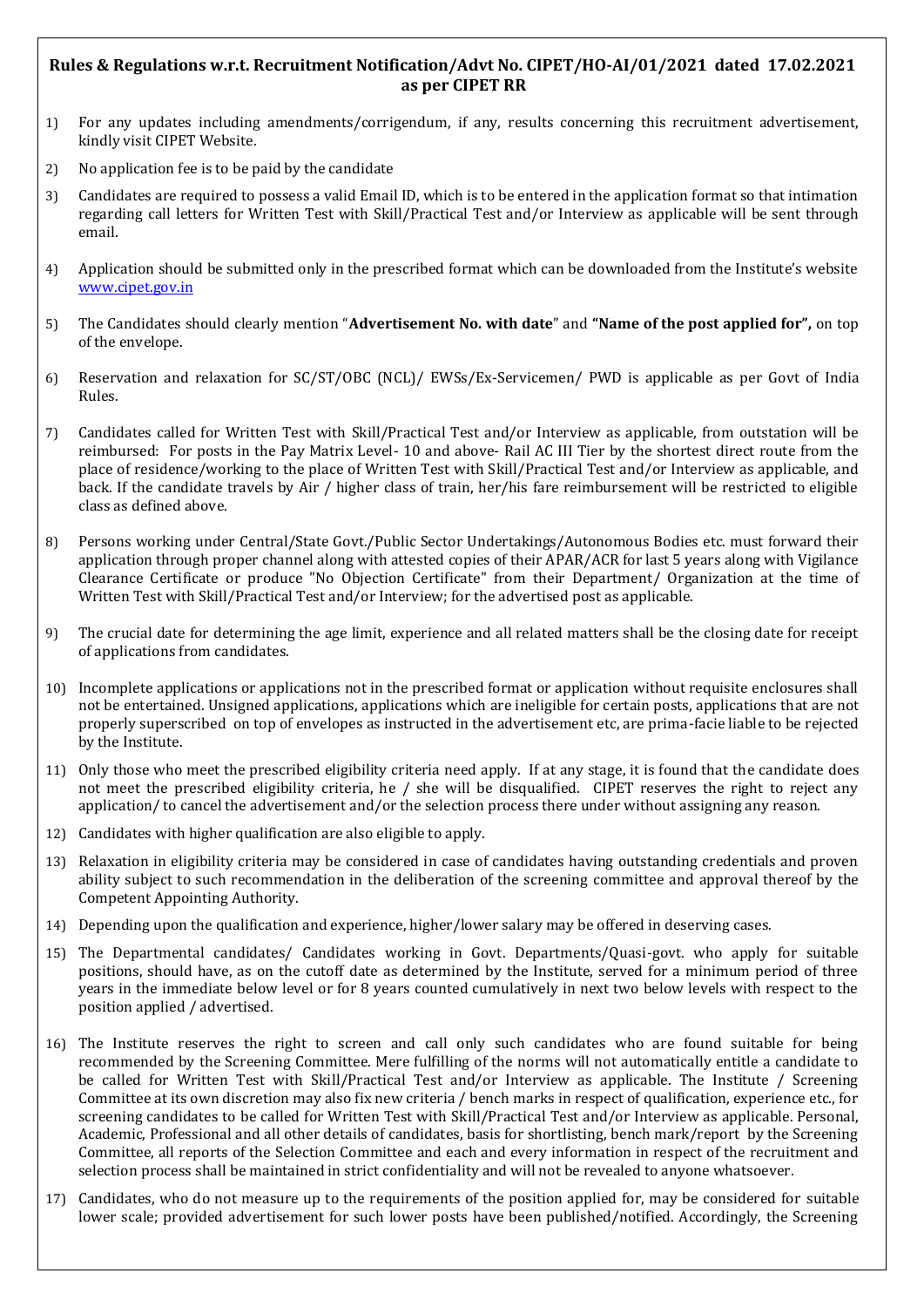## Rules & Regulations w.r.t. Recruitment Notification/Advt No. CIPET/HO-AI/01/2021 dated 17.02.2021 as per CIPET RR

1) For any updates including amendments/corrigendum, if any, results concerning this recruitment advertisement, kindly visit CIPET Website.

2) No application fee is to be paid by the candidate

3) Candidates are required to possess a valid Email ID, which is to be entered in the application format so that intimation regarding call letters for Written Test with Skill/Practical Test and/or Interview as applicable will be sent through email.

4) Application should be submitted only in the prescribed format which can be downloaded from the Institute's website www.cipet.gov.in

5) The Candidates should clearly mention "**Advertisement No. with date**" and **"Name of the post applied for",** on top of the envelope.

6) Reservation and relaxation for SC/ST/OBC (NCL)/ EWSs/Ex-Servicemen/ PWD is applicable as per Govt of India Rules.

7) Candidates called for Written Test with Skill/Practical Test and/or Interview as applicable, from outstation will be reimbursed: For posts in the Pay Matrix Level- 10 and above- Rail AC III Tier by the shortest direct route from the place of residence/working to the place of Written Test with Skill/Practical Test and/or Interview as applicable, and back. If the candidate travels by Air / higher class of train, her/his fare reimbursement will be restricted to eligible class as defined above.

8) Persons working under Central/State Govt./Public Sector Undertakings/Autonomous Bodies etc. must forward their application through proper channel along with attested copies of their APAR/ACR for last 5 years along with Vigilance Clearance Certificate or produce "No Objection Certificate" from their Department/ Organization at the time of Written Test with Skill/Practical Test and/or Interview; for the advertised post as applicable.

9) The crucial date for determining the age limit, experience and all related matters shall be the closing date for receipt of applications from candidates.

10) Incomplete applications or applications not in the prescribed format or application without requisite enclosures shall not be entertained. Unsigned applications, applications which are ineligible for certain posts, applications that are not properly superscribed on top of envelopes as instructed in the advertisement etc, are prima-facie liable to be rejected by the Institute.

11) Only those who meet the prescribed eligibility criteria need apply. If at any stage, it is found that the candidate does not meet the prescribed eligibility criteria, he / she will be disqualified. CIPET reserves the right to reject any application/ to cancel the advertisement and/or the selection process there under without assigning any reason.

12) Candidates with higher qualification are also eligible to apply.

13) Relaxation in eligibility criteria may be considered in case of candidates having outstanding credentials and proven ability subject to such recommendation in the deliberation of the screening committee and approval thereof by the Competent Appointing Authority.

14) Depending upon the qualification and experience, higher/lower salary may be offered in deserving cases.

15) The Departmental candidates/ Candidates working in Govt. Departments/Quasi-govt. who apply for suitable positions, should have, as on the cutoff date as determined by the Institute, served for a minimum period of three years in the immediate below level or for 8 years counted cumulatively in next two below levels with respect to the position applied / advertised.

16) The Institute reserves the right to screen and call only such candidates who are found suitable for being recommended by the Screening Committee. Mere fulfilling of the norms will not automatically entitle a candidate to be called for Written Test with Skill/Practical Test and/or Interview as applicable. The Institute / Screening Committee at its own discretion may also fix new criteria / bench marks in respect of qualification, experience etc., for screening candidates to be called for Written Test with Skill/Practical Test and/or Interview as applicable. Personal, Academic, Professional and all other details of candidates, basis for shortlisting, bench mark/report by the Screening Committee, all reports of the Selection Committee and each and every information in respect of the recruitment and selection process shall be maintained in strict confidentiality and will not be revealed to anyone whatsoever.

17) Candidates, who do not measure up to the requirements of the position applied for, may be considered for suitable lower scale; provided advertisement for such lower posts have been published/notified. Accordingly, the Screening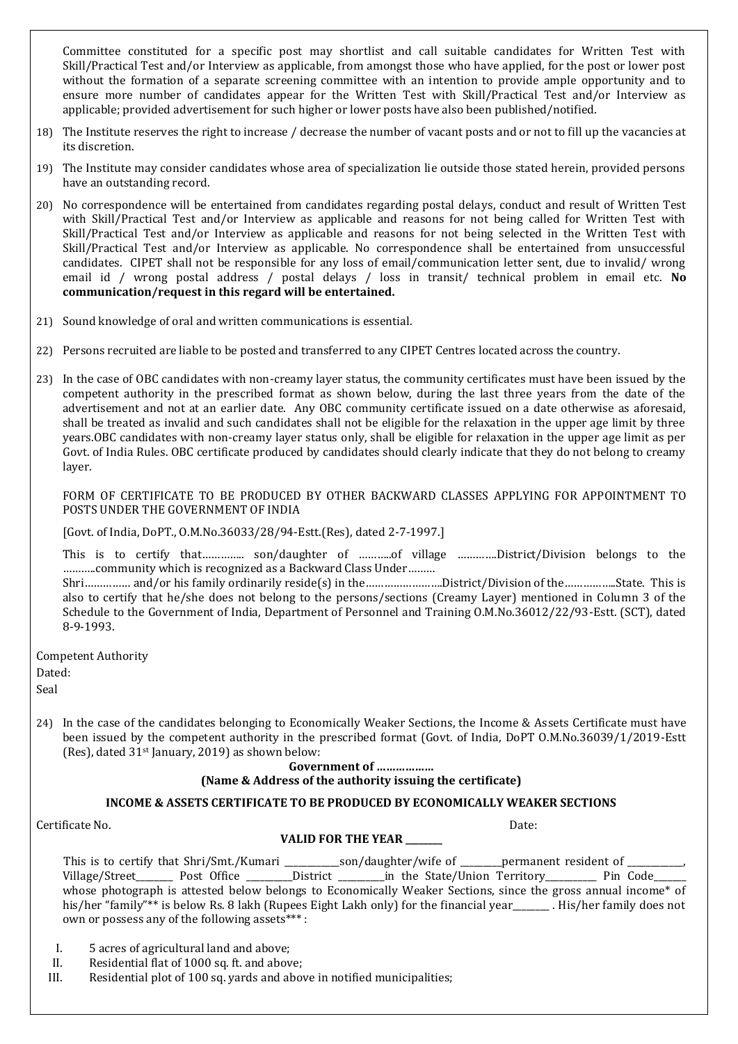Committee constituted for a specific post may shortlist and call suitable candidates for Written Test with Skill/Practical Test and/or Interview as applicable, from amongst those who have applied, for the post or lower post without the formation of a separate screening committee with an intention to provide ample opportunity and to ensure more number of candidates appear for the Written Test with Skill/Practical Test and/or Interview as applicable; provided advertisement for such higher or lower posts have also been published/notified.

18) The Institute reserves the right to increase / decrease the number of vacant posts and or not to fill up the vacancies at its discretion.

19) The Institute may consider candidates whose area of specialization lie outside those stated herein, provided persons have an outstanding record.

20) No correspondence will be entertained from candidates regarding postal delays, conduct and result of Written Test with Skill/Practical Test and/or Interview as applicable and reasons for not being called for Written Test with Skill/Practical Test and/or Interview as applicable and reasons for not being selected in the Written Test with Skill/Practical Test and/or Interview as applicable. No correspondence shall be entertained from unsuccessful candidates. CIPET shall not be responsible for any loss of email/communication letter sent, due to invalid/ wrong email id / wrong postal address / postal delays / loss in transit/ technical problem in email etc. **No communication/request in this regard will be entertained.**

21) Sound knowledge of oral and written communications is essential.

22) Persons recruited are liable to be posted and transferred to any CIPET Centres located across the country.

23) In the case of OBC candidates with non-creamy layer status, the community certificates must have been issued by the competent authority in the prescribed format as shown below, during the last three years from the date of the advertisement and not at an earlier date. Any OBC community certificate issued on a date otherwise as aforesaid, shall be treated as invalid and such candidates shall not be eligible for the relaxation in the upper age limit by three years.OBC candidates with non-creamy layer status only, shall be eligible for relaxation in the upper age limit as per Govt. of India Rules. OBC certificate produced by candidates should clearly indicate that they do not belong to creamy layer.

FORM OF CERTIFICATE TO BE PRODUCED BY OTHER BACKWARD CLASSES APPLYING FOR APPOINTMENT TO POSTS UNDER THE GOVERNMENT OF INDIA

[Govt. of India, DoPT., O.M.No.36033/28/94-Estt.(Res), dated 2-7-1997.]

This is to certify that………..... son/daughter of ……....of village ………...District/Division belongs to the ………community which is recognized as a Backward Class Under………
Shri…………… and/or his family ordinarily reside(s) in the……………………District/Division of the…………...State. This is also to certify that he/she does not belong to the persons/sections (Creamy Layer) mentioned in Column 3 of the Schedule to the Government of India, Department of Personnel and Training O.M.No.36012/22/93-Estt. (SCT), dated 8-9-1993.

Competent Authority

Dated:

Seal

24) In the case of the candidates belonging to Economically Weaker Sections, the Income & Assets Certificate must have been issued by the competent authority in the prescribed format (Govt. of India, DoPT O.M.No.36039/1/2019-Estt (Res), dated 31st January, 2019) as shown below:

**Government of ………………**

**(Name & Address of the authority issuing the certificate)**

**INCOME & ASSETS CERTIFICATE TO BE PRODUCED BY ECONOMICALLY WEAKER SECTIONS**

Certificate No. Date:

**VALID FOR THE YEAR ________**

This is to certify that Shri/Smt./Kumari ____________son/daughter/wife of _________permanent resident of ____________, Village/Street________ Post Office __________District __________in the State/Union Territory___________ Pin Code_______ whose photograph is attested below belongs to Economically Weaker Sections, since the gross annual income* of his/her "family"** is below Rs. 8 lakh (Rupees Eight Lakh only) for the financial year________ . His/her family does not own or possess any of the following assets*** :

I. 5 acres of agricultural land and above;
II. Residential flat of 1000 sq. ft. and above;
III. Residential plot of 100 sq. yards and above in notified municipalities;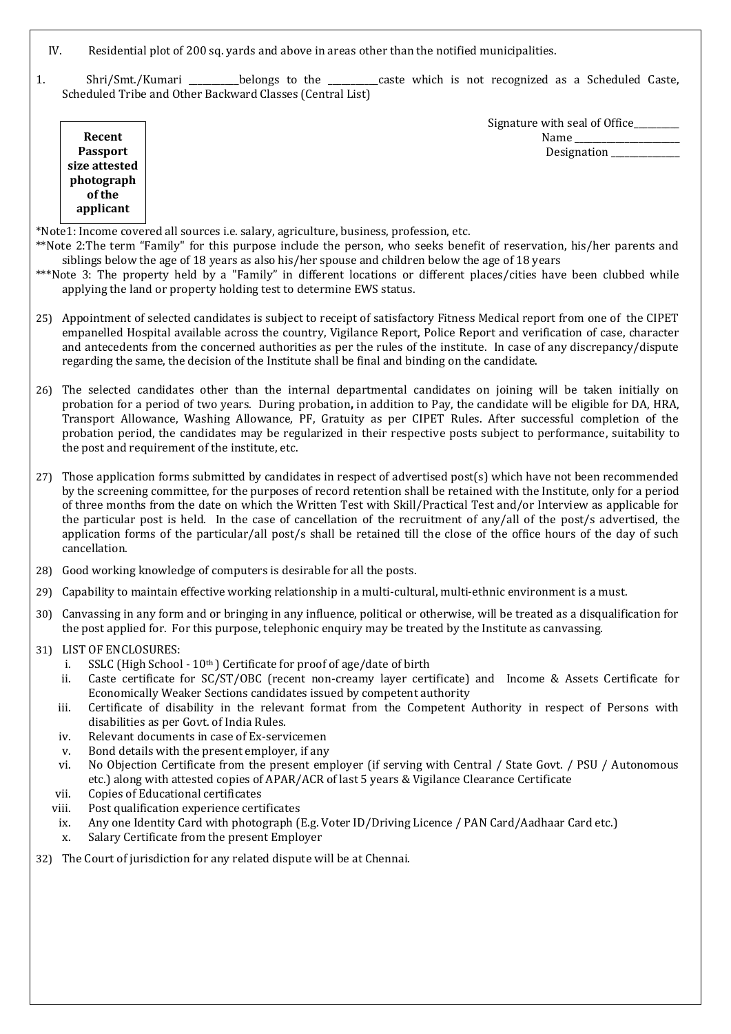IV. Residential plot of 200 sq. yards and above in areas other than the notified municipalities.

1. Shri/Smt./Kumari ___________belongs to the ___________caste which is not recognized as a Scheduled Caste, Scheduled Tribe and Other Backward Classes (Central List)

**Recent Passport size attested photograph of the applicant**

Signature with seal of Office__________
Name ________________________
Designation ________________

*Note1: Income covered all sources i.e. salary, agriculture, business, profession, etc.

**Note 2:The term "Family" for this purpose include the person, who seeks benefit of reservation, his/her parents and siblings below the age of 18 years as also his/her spouse and children below the age of 18 years

***Note 3: The property held by a "Family" in different locations or different places/cities have been clubbed while applying the land or property holding test to determine EWS status.

25) Appointment of selected candidates is subject to receipt of satisfactory Fitness Medical report from one of the CIPET empanelled Hospital available across the country, Vigilance Report, Police Report and verification of case, character and antecedents from the concerned authorities as per the rules of the institute. In case of any discrepancy/dispute regarding the same, the decision of the Institute shall be final and binding on the candidate.

26) The selected candidates other than the internal departmental candidates on joining will be taken initially on probation for a period of two years. During probation**,** in addition to Pay, the candidate will be eligible for DA, HRA, Transport Allowance, Washing Allowance, PF, Gratuity as per CIPET Rules. After successful completion of the probation period, the candidates may be regularized in their respective posts subject to performance, suitability to the post and requirement of the institute, etc.

27) Those application forms submitted by candidates in respect of advertised post(s) which have not been recommended by the screening committee, for the purposes of record retention shall be retained with the Institute, only for a period of three months from the date on which the Written Test with Skill/Practical Test and/or Interview as applicable for the particular post is held. In the case of cancellation of the recruitment of any/all of the post/s advertised, the application forms of the particular/all post/s shall be retained till the close of the office hours of the day of such cancellation.

28) Good working knowledge of computers is desirable for all the posts.

29) Capability to maintain effective working relationship in a multi-cultural, multi-ethnic environment is a must.

30) Canvassing in any form and or bringing in any influence, political or otherwise, will be treated as a disqualification for the post applied for. For this purpose, telephonic enquiry may be treated by the Institute as canvassing.

31) LIST OF ENCLOSURES:
   i. SSLC (High School - 10th ) Certificate for proof of age/date of birth
   ii. Caste certificate for SC/ST/OBC (recent non-creamy layer certificate) and Income & Assets Certificate for Economically Weaker Sections candidates issued by competent authority
   iii. Certificate of disability in the relevant format from the Competent Authority in respect of Persons with disabilities as per Govt. of India Rules.
   iv. Relevant documents in case of Ex-servicemen
   v. Bond details with the present employer, if any
   vi. No Objection Certificate from the present employer (if serving with Central / State Govt. / PSU / Autonomous etc.) along with attested copies of APAR/ACR of last 5 years & Vigilance Clearance Certificate
   vii. Copies of Educational certificates
   viii. Post qualification experience certificates
   ix. Any one Identity Card with photograph (E.g. Voter ID/Driving Licence / PAN Card/Aadhaar Card etc.)
   x. Salary Certificate from the present Employer

32) The Court of jurisdiction for any related dispute will be at Chennai.